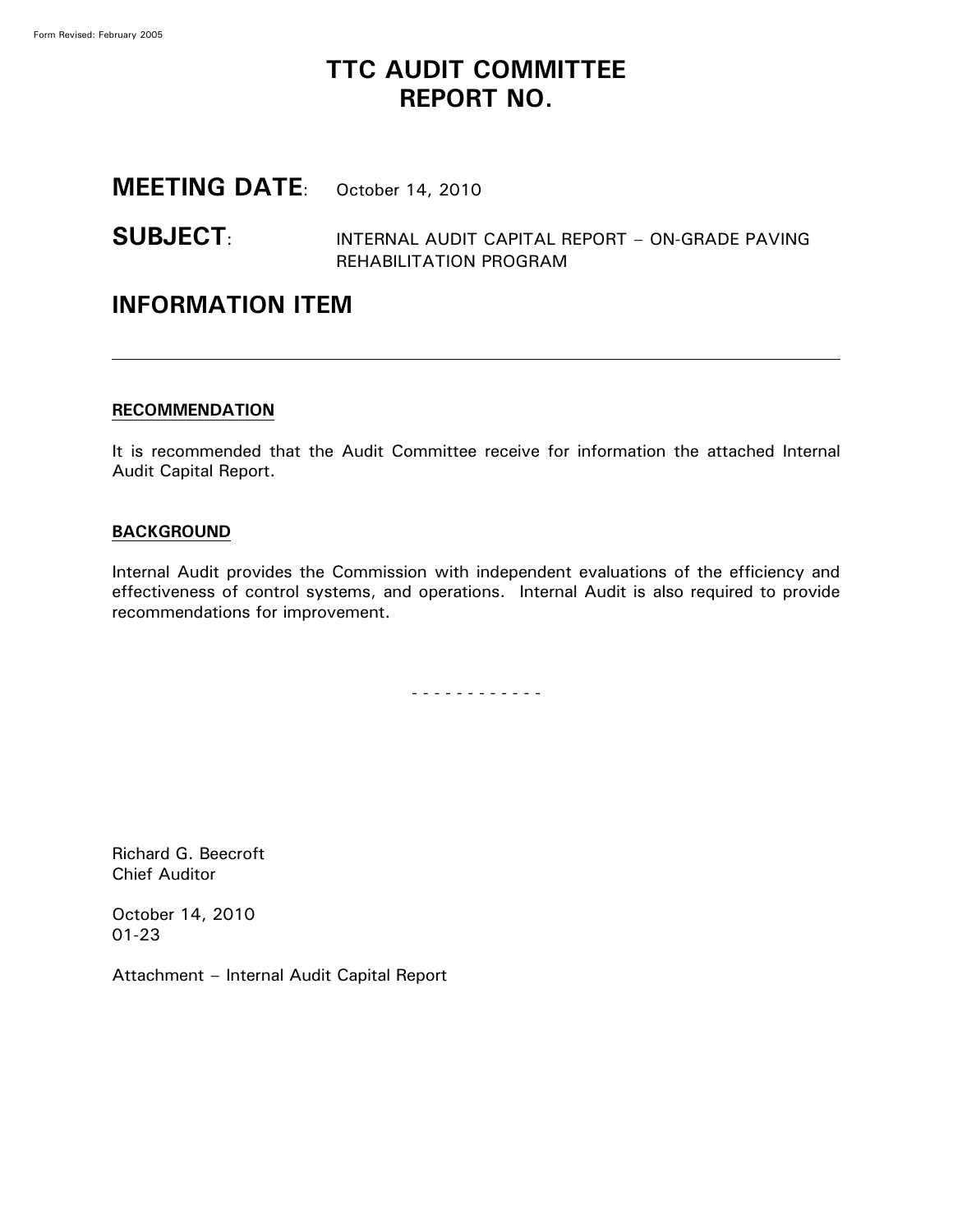Form Revised: February 2005

# TTC AUDIT COMMITTEE REPORT NO.

## MEETING DATE: October 14, 2010

## SUBJECT: INTERNAL AUDIT CAPITAL REPORT – ON-GRADE PAVING REHABILITATION PROGRAM

## INFORMATION ITEM

---

**RECOMMENDATION**

It is recommended that the Audit Committee receive for information the attached Internal Audit Capital Report.

**BACKGROUND**

Internal Audit provides the Commission with independent evaluations of the efficiency and effectiveness of control systems, and operations. Internal Audit is also required to provide recommendations for improvement.

\- - - - - - - - - - - -

Richard G. Beecroft
Chief Auditor

October 14, 2010
01-23

Attachment – Internal Audit Capital Report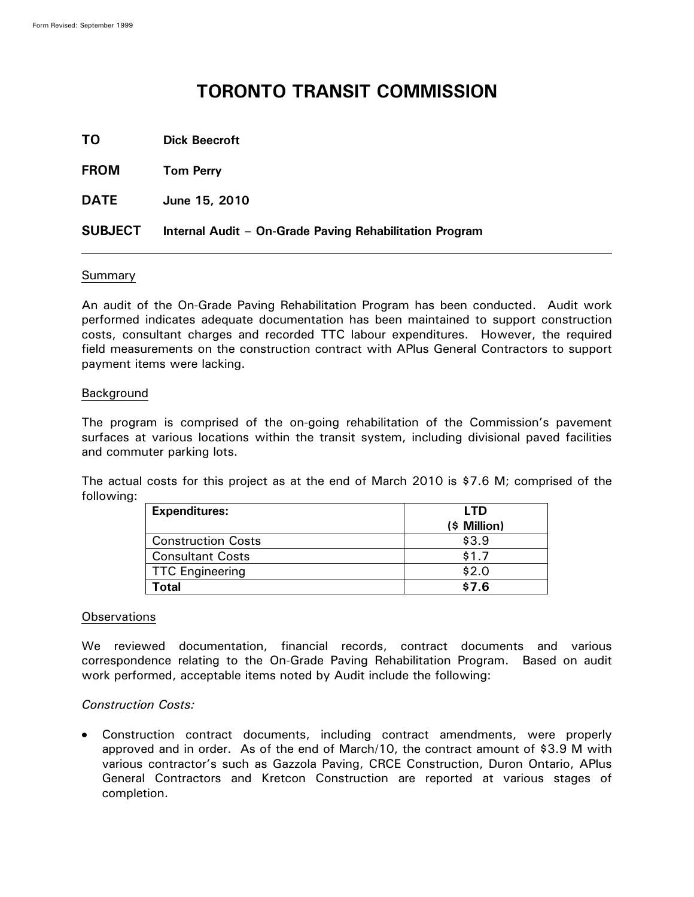# TORONTO TRANSIT COMMISSION

**TO** **Dick Beecroft**

**FROM** **Tom Perry**

**DATE** **June 15, 2010**

**SUBJECT** **Internal Audit – On-Grade Paving Rehabilitation Program**

---

## Summary

An audit of the On-Grade Paving Rehabilitation Program has been conducted. Audit work performed indicates adequate documentation has been maintained to support construction costs, consultant charges and recorded TTC labour expenditures. However, the required field measurements on the construction contract with APlus General Contractors to support payment items were lacking.

## Background

The program is comprised of the on-going rehabilitation of the Commission's pavement surfaces at various locations within the transit system, including divisional paved facilities and commuter parking lots.

The actual costs for this project as at the end of March 2010 is \$7.6 M; comprised of the following:

| **Expenditures:** | **LTD (\$ Million)** |
|---|---|
| Construction Costs | \$3.9 |
| Consultant Costs | \$1.7 |
| TTC Engineering | \$2.0 |
| **Total** | **\$7.6** |

## Observations

We reviewed documentation, financial records, contract documents and various correspondence relating to the On-Grade Paving Rehabilitation Program. Based on audit work performed, acceptable items noted by Audit include the following:

*Construction Costs:*

- Construction contract documents, including contract amendments, were properly approved and in order. As of the end of March/10, the contract amount of \$3.9 M with various contractor's such as Gazzola Paving, CRCE Construction, Duron Ontario, APlus General Contractors and Kretcon Construction are reported at various stages of completion.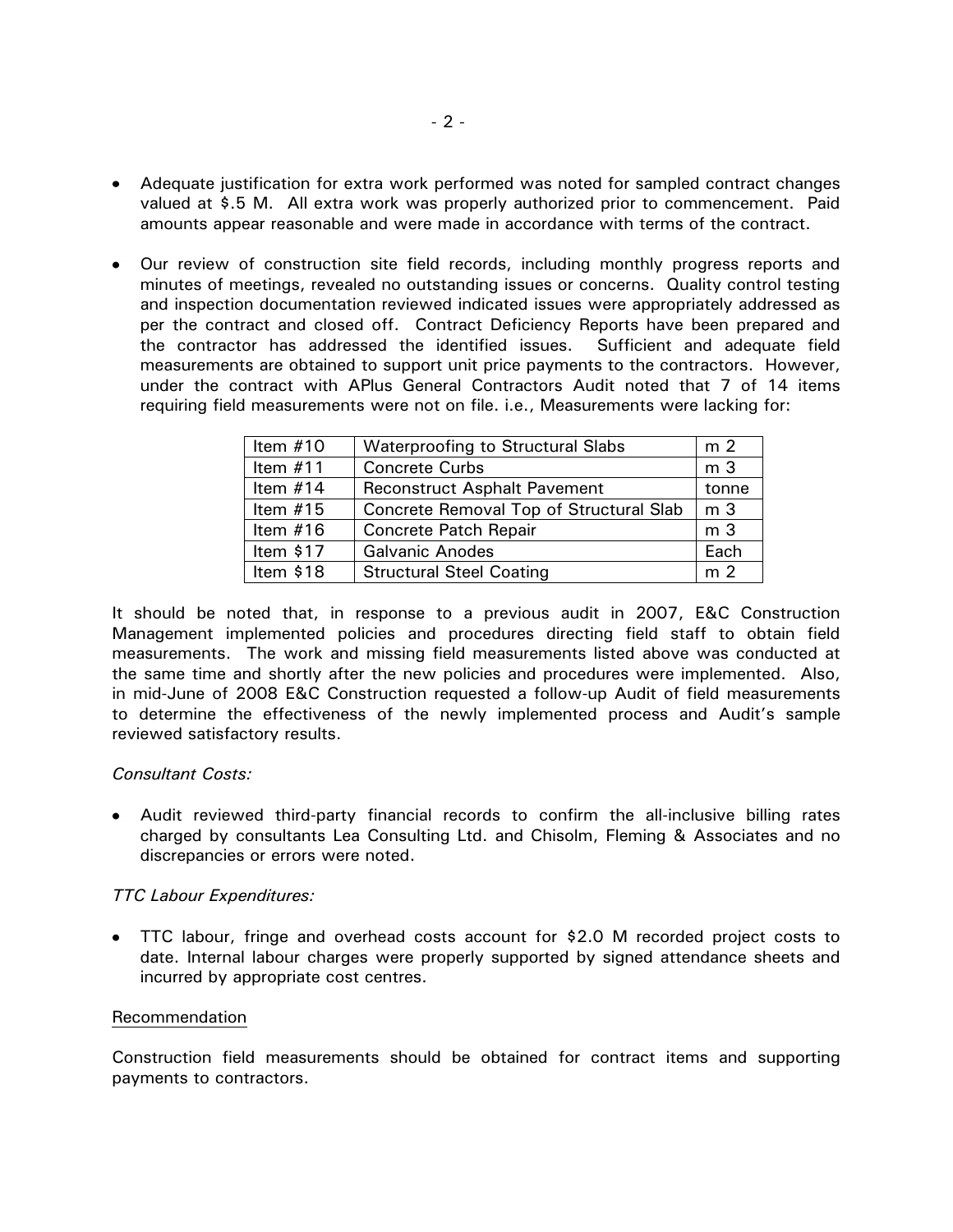- Adequate justification for extra work performed was noted for sampled contract changes valued at $.5 M. All extra work was properly authorized prior to commencement. Paid amounts appear reasonable and were made in accordance with terms of the contract.

- Our review of construction site field records, including monthly progress reports and minutes of meetings, revealed no outstanding issues or concerns. Quality control testing and inspection documentation reviewed indicated issues were appropriately addressed as per the contract and closed off. Contract Deficiency Reports have been prepared and the contractor has addressed the identified issues. Sufficient and adequate field measurements are obtained to support unit price payments to the contractors. However, under the contract with APlus General Contractors Audit noted that 7 of 14 items requiring field measurements were not on file. i.e., Measurements were lacking for:

| Item #10 | Waterproofing to Structural Slabs | m 2 |
|---|---|---|
| Item #11 | Concrete Curbs | m 3 |
| Item #14 | Reconstruct Asphalt Pavement | tonne |
| Item #15 | Concrete Removal Top of Structural Slab | m 3 |
| Item #16 | Concrete Patch Repair | m 3 |
| Item $17 | Galvanic Anodes | Each |
| Item $18 | Structural Steel Coating | m 2 |

It should be noted that, in response to a previous audit in 2007, E&C Construction Management implemented policies and procedures directing field staff to obtain field measurements. The work and missing field measurements listed above was conducted at the same time and shortly after the new policies and procedures were implemented. Also, in mid-June of 2008 E&C Construction requested a follow-up Audit of field measurements to determine the effectiveness of the newly implemented process and Audit's sample reviewed satisfactory results.

*Consultant Costs:*

- Audit reviewed third-party financial records to confirm the all-inclusive billing rates charged by consultants Lea Consulting Ltd. and Chisolm, Fleming & Associates and no discrepancies or errors were noted.

*TTC Labour Expenditures:*

- TTC labour, fringe and overhead costs account for $2.0 M recorded project costs to date. Internal labour charges were properly supported by signed attendance sheets and incurred by appropriate cost centres.

Recommendation

Construction field measurements should be obtained for contract items and supporting payments to contractors.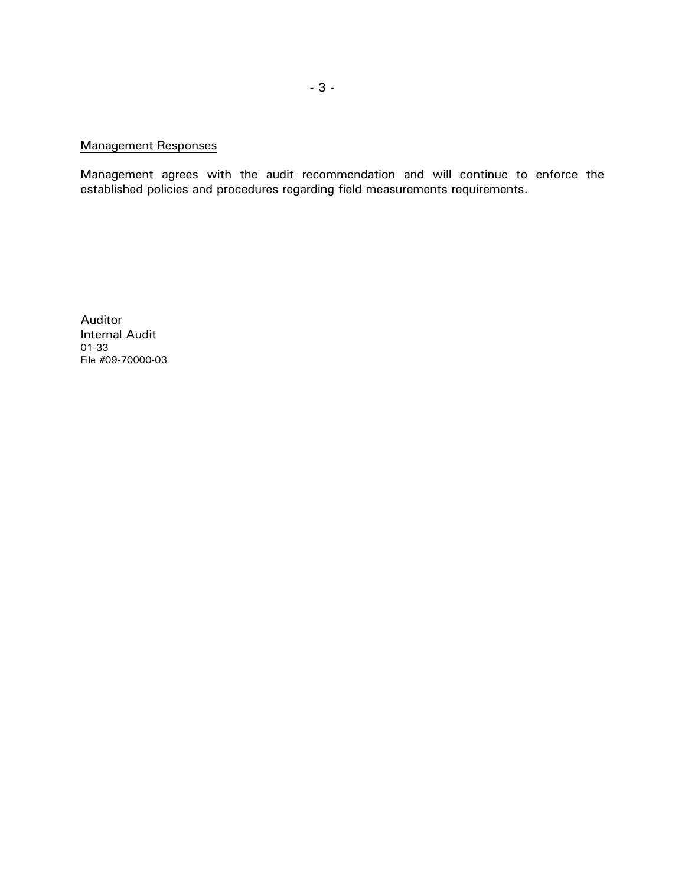Management Responses

Management agrees with the audit recommendation and will continue to enforce the established policies and procedures regarding field measurements requirements.

Auditor
Internal Audit
01-33
File #09-70000-03